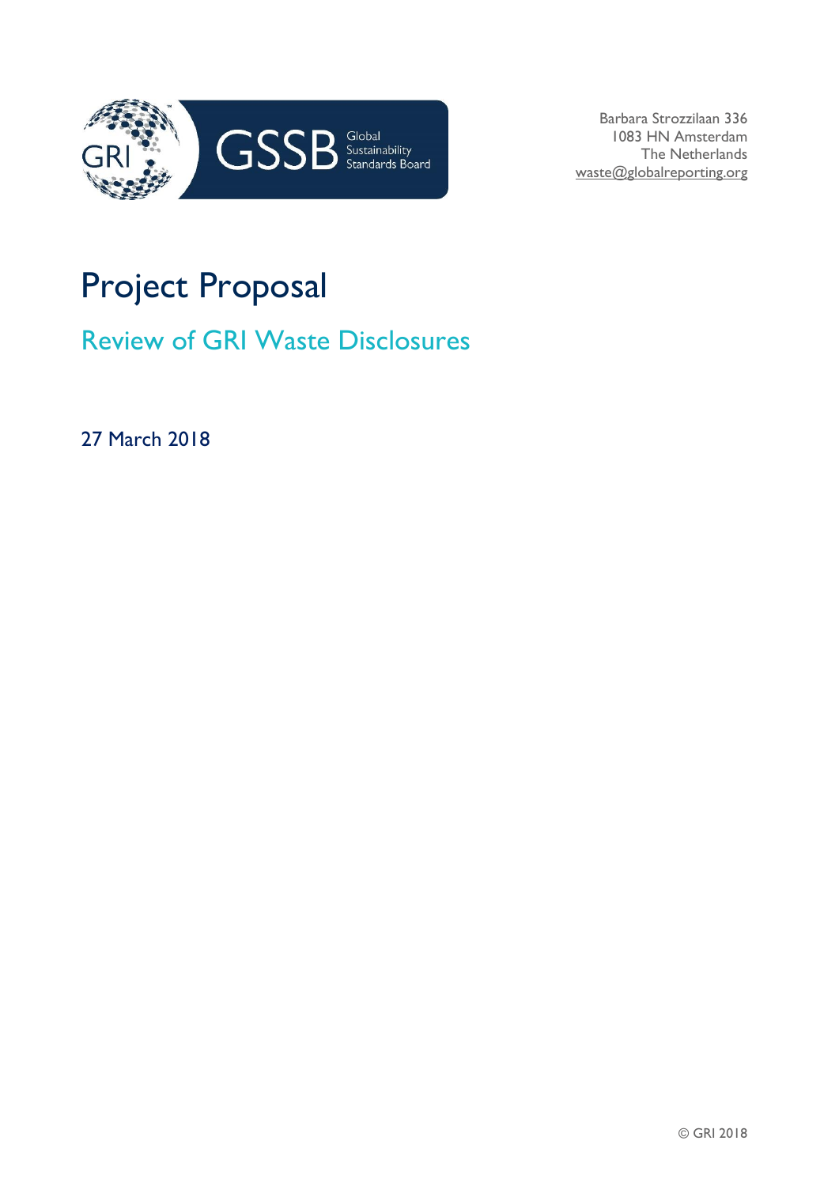GRI GSSB Global Sustainability Standards Board

Barbara Strozzilaan 336
1083 HN Amsterdam
The Netherlands
waste@globalreporting.org

# Project Proposal

## Review of GRI Waste Disclosures

27 March 2018

© GRI 2018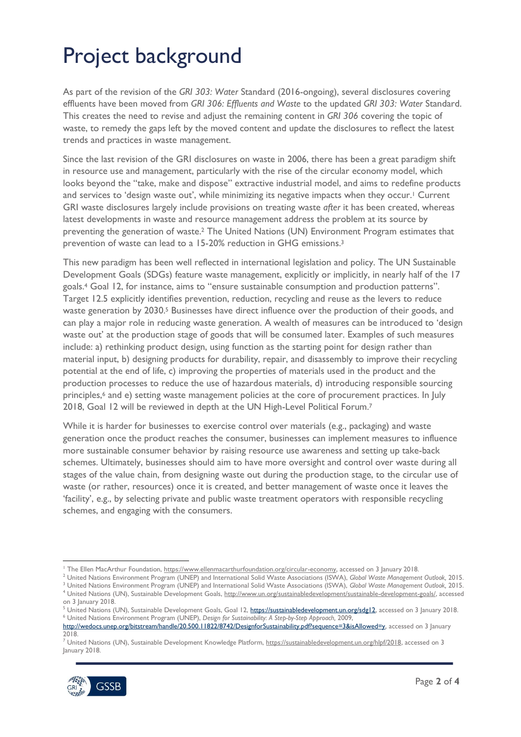# Project background

As part of the revision of the *GRI 303: Water* Standard (2016-ongoing), several disclosures covering effluents have been moved from *GRI 306: Effluents and Waste* to the updated *GRI 303: Water* Standard. This creates the need to revise and adjust the remaining content in *GRI 306* covering the topic of waste, to remedy the gaps left by the moved content and update the disclosures to reflect the latest trends and practices in waste management.

Since the last revision of the GRI disclosures on waste in 2006, there has been a great paradigm shift in resource use and management, particularly with the rise of the circular economy model, which looks beyond the "take, make and dispose" extractive industrial model, and aims to redefine products and services to 'design waste out', while minimizing its negative impacts when they occur.[1] Current GRI waste disclosures largely include provisions on treating waste *after* it has been created, whereas latest developments in waste and resource management address the problem at its source by preventing the generation of waste.[2] The United Nations (UN) Environment Program estimates that prevention of waste can lead to a 15-20% reduction in GHG emissions.[3]

This new paradigm has been well reflected in international legislation and policy. The UN Sustainable Development Goals (SDGs) feature waste management, explicitly or implicitly, in nearly half of the 17 goals.[4] Goal 12, for instance, aims to "ensure sustainable consumption and production patterns". Target 12.5 explicitly identifies prevention, reduction, recycling and reuse as the levers to reduce waste generation by 2030.[5] Businesses have direct influence over the production of their goods, and can play a major role in reducing waste generation. A wealth of measures can be introduced to 'design waste out' at the production stage of goods that will be consumed later. Examples of such measures include: a) rethinking product design, using function as the starting point for design rather than material input, b) designing products for durability, repair, and disassembly to improve their recycling potential at the end of life, c) improving the properties of materials used in the product and the production processes to reduce the use of hazardous materials, d) introducing responsible sourcing principles,[6] and e) setting waste management policies at the core of procurement practices. In July 2018, Goal 12 will be reviewed in depth at the UN High-Level Political Forum.[7]

While it is harder for businesses to exercise control over materials (e.g., packaging) and waste generation once the product reaches the consumer, businesses can implement measures to influence more sustainable consumer behavior by raising resource use awareness and setting up take-back schemes. Ultimately, businesses should aim to have more oversight and control over waste during all stages of the value chain, from designing waste out during the production stage, to the circular use of waste (or rather, resources) once it is created, and better management of waste once it leaves the 'facility', e.g., by selecting private and public waste treatment operators with responsible recycling schemes, and engaging with the consumers.

---

[1] The Ellen MacArthur Foundation, https://www.ellenmacarthurfoundation.org/circular-economy, accessed on 3 January 2018.

[2] United Nations Environment Program (UNEP) and International Solid Waste Associations (ISWA), *Global Waste Management Outlook*, 2015.

[3] United Nations Environment Program (UNEP) and International Solid Waste Associations (ISWA), *Global Waste Management Outlook*, 2015.

[4] United Nations (UN), Sustainable Development Goals, http://www.un.org/sustainabledevelopment/sustainable-development-goals/, accessed on 3 January 2018.

[5] United Nations (UN), Sustainable Development Goals, Goal 12, https://sustainabledevelopment.un.org/sdg12, accessed on 3 January 2018.

[6] United Nations Environment Program (UNEP), *Design for Sustainability: A Step-by-Step Approach*, 2009, http://wedocs.unep.org/bitstream/handle/20.500.11822/8742/DesignforSustainability.pdf?sequence=3&isAllowed=y, accessed on 3 January 2018.

[7] United Nations (UN), Sustainable Development Knowledge Platform, https://sustainabledevelopment.un.org/hlpf/2018, accessed on 3 January 2018.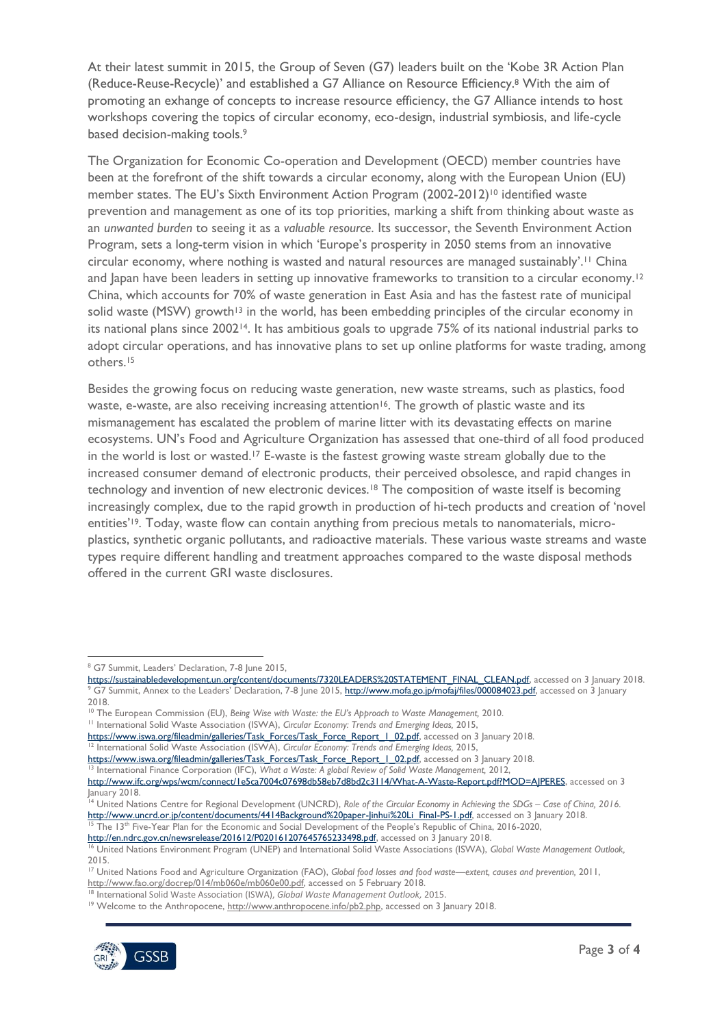At their latest summit in 2015, the Group of Seven (G7) leaders built on the 'Kobe 3R Action Plan (Reduce-Reuse-Recycle)' and established a G7 Alliance on Resource Efficiency.[8] With the aim of promoting an exhange of concepts to increase resource efficiency, the G7 Alliance intends to host workshops covering the topics of circular economy, eco-design, industrial symbiosis, and life-cycle based decision-making tools.[9]

The Organization for Economic Co-operation and Development (OECD) member countries have been at the forefront of the shift towards a circular economy, along with the European Union (EU) member states. The EU's Sixth Environment Action Program (2002-2012)[10] identified waste prevention and management as one of its top priorities, marking a shift from thinking about waste as an *unwanted burden* to seeing it as a *valuable resource*. Its successor, the Seventh Environment Action Program, sets a long-term vision in which 'Europe's prosperity in 2050 stems from an innovative circular economy, where nothing is wasted and natural resources are managed sustainably'.[11] China and Japan have been leaders in setting up innovative frameworks to transition to a circular economy.[12] China, which accounts for 70% of waste generation in East Asia and has the fastest rate of municipal solid waste (MSW) growth[13] in the world, has been embedding principles of the circular economy in its national plans since 2002[14]. It has ambitious goals to upgrade 75% of its national industrial parks to adopt circular operations, and has innovative plans to set up online platforms for waste trading, among others.[15]

Besides the growing focus on reducing waste generation, new waste streams, such as plastics, food waste, e-waste, are also receiving increasing attention[16]. The growth of plastic waste and its mismanagement has escalated the problem of marine litter with its devastating effects on marine ecosystems. UN's Food and Agriculture Organization has assessed that one-third of all food produced in the world is lost or wasted.[17] E-waste is the fastest growing waste stream globally due to the increased consumer demand of electronic products, their perceived obsolesce, and rapid changes in technology and invention of new electronic devices.[18] The composition of waste itself is becoming increasingly complex, due to the rapid growth in production of hi-tech products and creation of 'novel entities'[19]. Today, waste flow can contain anything from precious metals to nanomaterials, micro-plastics, synthetic organic pollutants, and radioactive materials. These various waste streams and waste types require different handling and treatment approaches compared to the waste disposal methods offered in the current GRI waste disclosures.

---

[8] G7 Summit, Leaders' Declaration, 7-8 June 2015, https://sustainabledevelopment.un.org/content/documents/7320LEADERS%20STATEMENT_FINAL_CLEAN.pdf, accessed on 3 January 2018.

[9] G7 Summit, Annex to the Leaders' Declaration, 7-8 June 2015, http://www.mofa.go.jp/mofaj/files/000084023.pdf, accessed on 3 January 2018.

[10] The European Commission (EU), *Being Wise with Waste: the EU's Approach to Waste Management,* 2010.

[11] International Solid Waste Association (ISWA), *Circular Economy: Trends and Emerging Ideas,* 2015, https://www.iswa.org/fileadmin/galleries/Task_Forces/Task_Force_Report_1_02.pdf, accessed on 3 January 2018.

[12] International Solid Waste Association (ISWA), *Circular Economy: Trends and Emerging Ideas,* 2015, https://www.iswa.org/fileadmin/galleries/Task_Forces/Task_Force_Report_1_02.pdf, accessed on 3 January 2018.

[13] International Finance Corporation (IFC), *What a Waste: A global Review of Solid Waste Management,* 2012, http://www.ifc.org/wps/wcm/connect/1e5ca7004c07698db58eb7d8bd2c3114/What-A-Waste-Report.pdf?MOD=AJPERES, accessed on 3 January 2018.

[14] United Nations Centre for Regional Development (UNCRD), *Role of the Circular Economy in Achieving the SDGs – Case of China, 2016.* http://www.uncrd.or.jp/content/documents/4414Background%20paper-Jinhui%20Li_Final-PS-1.pdf, accessed on 3 January 2018.

[15] The 13th Five-Year Plan for the Economic and Social Development of the People's Republic of China, 2016-2020, http://en.ndrc.gov.cn/newsrelease/201612/P020161207645765233498.pdf, accessed on 3 January 2018.

[16] United Nations Environment Program (UNEP) and International Solid Waste Associations (ISWA), *Global Waste Management Outlook,* 2015.

[17] United Nations Food and Agriculture Organization (FAO), *Global food losses and food waste—extent, causes and prevention,* 2011, http://www.fao.org/docrep/014/mb060e/mb060e00.pdf, accessed on 5 February 2018.

[18] International Solid Waste Association (ISWA), *Global Waste Management Outlook,* 2015.

[19] Welcome to the Anthropocene, http://www.anthropocene.info/pb2.php, accessed on 3 January 2018.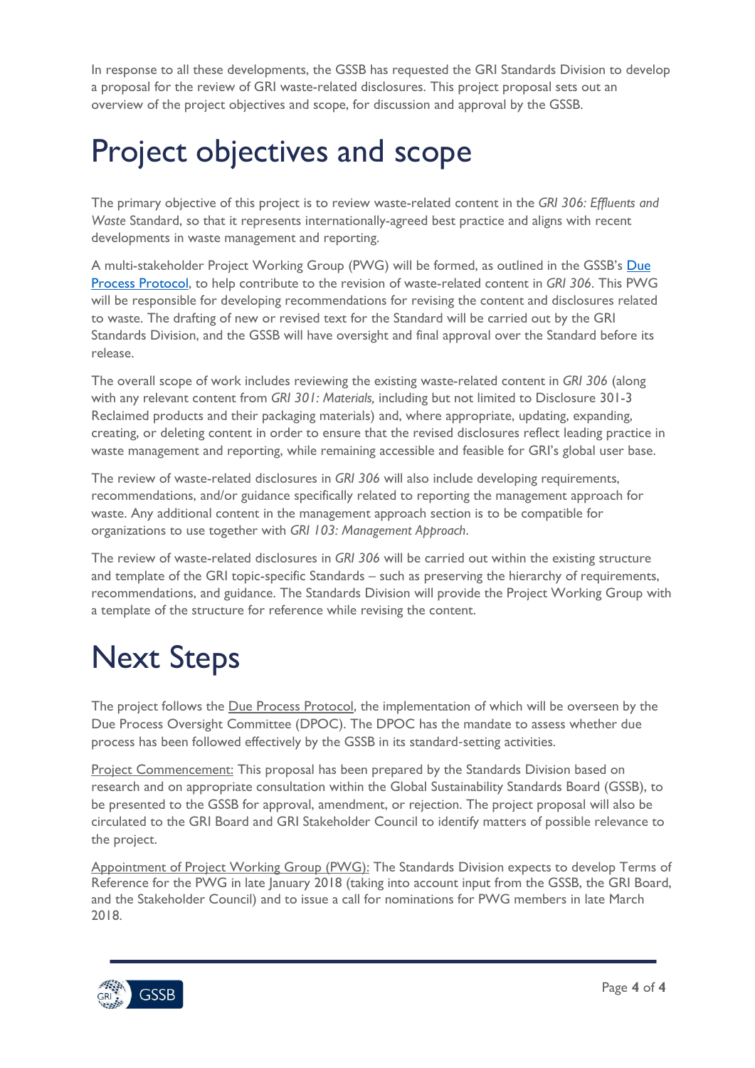In response to all these developments, the GSSB has requested the GRI Standards Division to develop a proposal for the review of GRI waste-related disclosures. This project proposal sets out an overview of the project objectives and scope, for discussion and approval by the GSSB.

# Project objectives and scope

The primary objective of this project is to review waste-related content in the *GRI 306: Effluents and Waste* Standard, so that it represents internationally-agreed best practice and aligns with recent developments in waste management and reporting.

A multi-stakeholder Project Working Group (PWG) will be formed, as outlined in the GSSB's Due Process Protocol, to help contribute to the revision of waste-related content in *GRI 306*. This PWG will be responsible for developing recommendations for revising the content and disclosures related to waste. The drafting of new or revised text for the Standard will be carried out by the GRI Standards Division, and the GSSB will have oversight and final approval over the Standard before its release.

The overall scope of work includes reviewing the existing waste-related content in *GRI 306* (along with any relevant content from *GRI 301: Materials,* including but not limited to Disclosure 301-3 Reclaimed products and their packaging materials) and, where appropriate, updating, expanding, creating, or deleting content in order to ensure that the revised disclosures reflect leading practice in waste management and reporting, while remaining accessible and feasible for GRI's global user base.

The review of waste-related disclosures in *GRI 306* will also include developing requirements, recommendations, and/or guidance specifically related to reporting the management approach for waste. Any additional content in the management approach section is to be compatible for organizations to use together with *GRI 103: Management Approach*.

The review of waste-related disclosures in *GRI 306* will be carried out within the existing structure and template of the GRI topic-specific Standards – such as preserving the hierarchy of requirements, recommendations, and guidance. The Standards Division will provide the Project Working Group with a template of the structure for reference while revising the content.

# Next Steps

The project follows the Due Process Protocol, the implementation of which will be overseen by the Due Process Oversight Committee (DPOC). The DPOC has the mandate to assess whether due process has been followed effectively by the GSSB in its standard-setting activities.

Project Commencement: This proposal has been prepared by the Standards Division based on research and on appropriate consultation within the Global Sustainability Standards Board (GSSB), to be presented to the GSSB for approval, amendment, or rejection. The project proposal will also be circulated to the GRI Board and GRI Stakeholder Council to identify matters of possible relevance to the project.

Appointment of Project Working Group (PWG): The Standards Division expects to develop Terms of Reference for the PWG in late January 2018 (taking into account input from the GSSB, the GRI Board, and the Stakeholder Council) and to issue a call for nominations for PWG members in late March 2018.